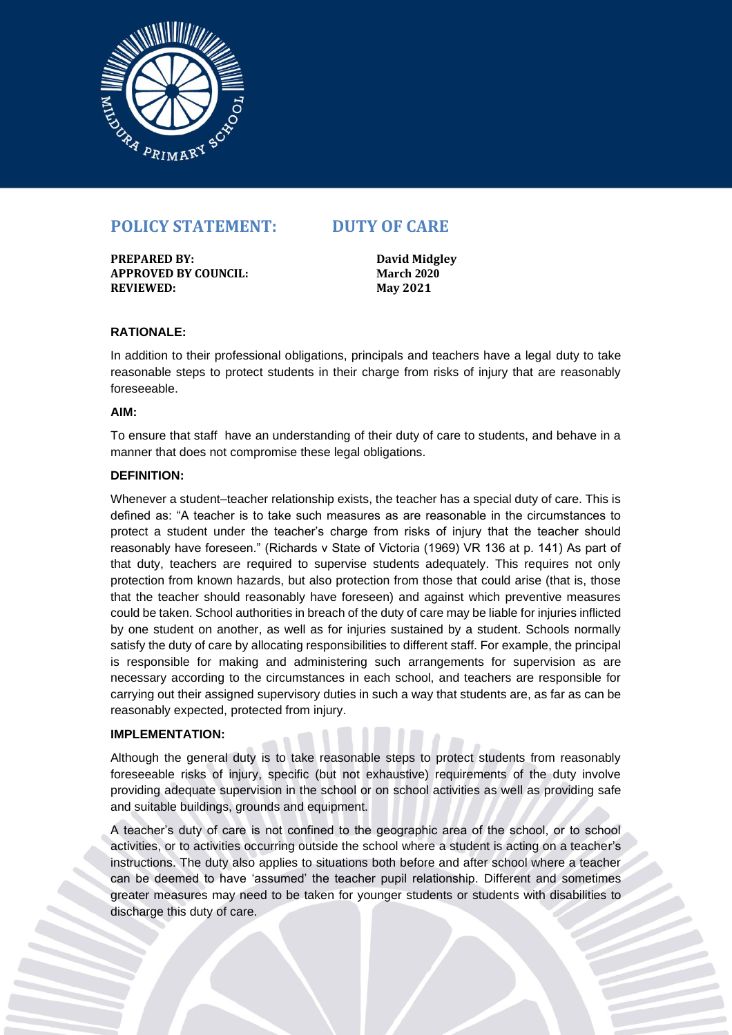# POLICY STATEMENT: DUTY OF CARE

**PREPARED BY:** David Midgley
**APPROVED BY COUNCIL:** March 2020
**REVIEWED:** May 2021

**RATIONALE:**

In addition to their professional obligations, principals and teachers have a legal duty to take reasonable steps to protect students in their charge from risks of injury that are reasonably foreseeable.

**AIM:**

To ensure that staff have an understanding of their duty of care to students, and behave in a manner that does not compromise these legal obligations.

**DEFINITION:**

Whenever a student–teacher relationship exists, the teacher has a special duty of care. This is defined as: "A teacher is to take such measures as are reasonable in the circumstances to protect a student under the teacher's charge from risks of injury that the teacher should reasonably have foreseen." (Richards v State of Victoria (1969) VR 136 at p. 141) As part of that duty, teachers are required to supervise students adequately. This requires not only protection from known hazards, but also protection from those that could arise (that is, those that the teacher should reasonably have foreseen) and against which preventive measures could be taken. School authorities in breach of the duty of care may be liable for injuries inflicted by one student on another, as well as for injuries sustained by a student. Schools normally satisfy the duty of care by allocating responsibilities to different staff. For example, the principal is responsible for making and administering such arrangements for supervision as are necessary according to the circumstances in each school, and teachers are responsible for carrying out their assigned supervisory duties in such a way that students are, as far as can be reasonably expected, protected from injury.

**IMPLEMENTATION:**

Although the general duty is to take reasonable steps to protect students from reasonably foreseeable risks of injury, specific (but not exhaustive) requirements of the duty involve providing adequate supervision in the school or on school activities as well as providing safe and suitable buildings, grounds and equipment.

A teacher's duty of care is not confined to the geographic area of the school, or to school activities, or to activities occurring outside the school where a student is acting on a teacher's instructions. The duty also applies to situations both before and after school where a teacher can be deemed to have 'assumed' the teacher pupil relationship. Different and sometimes greater measures may need to be taken for younger students or students with disabilities to discharge this duty of care.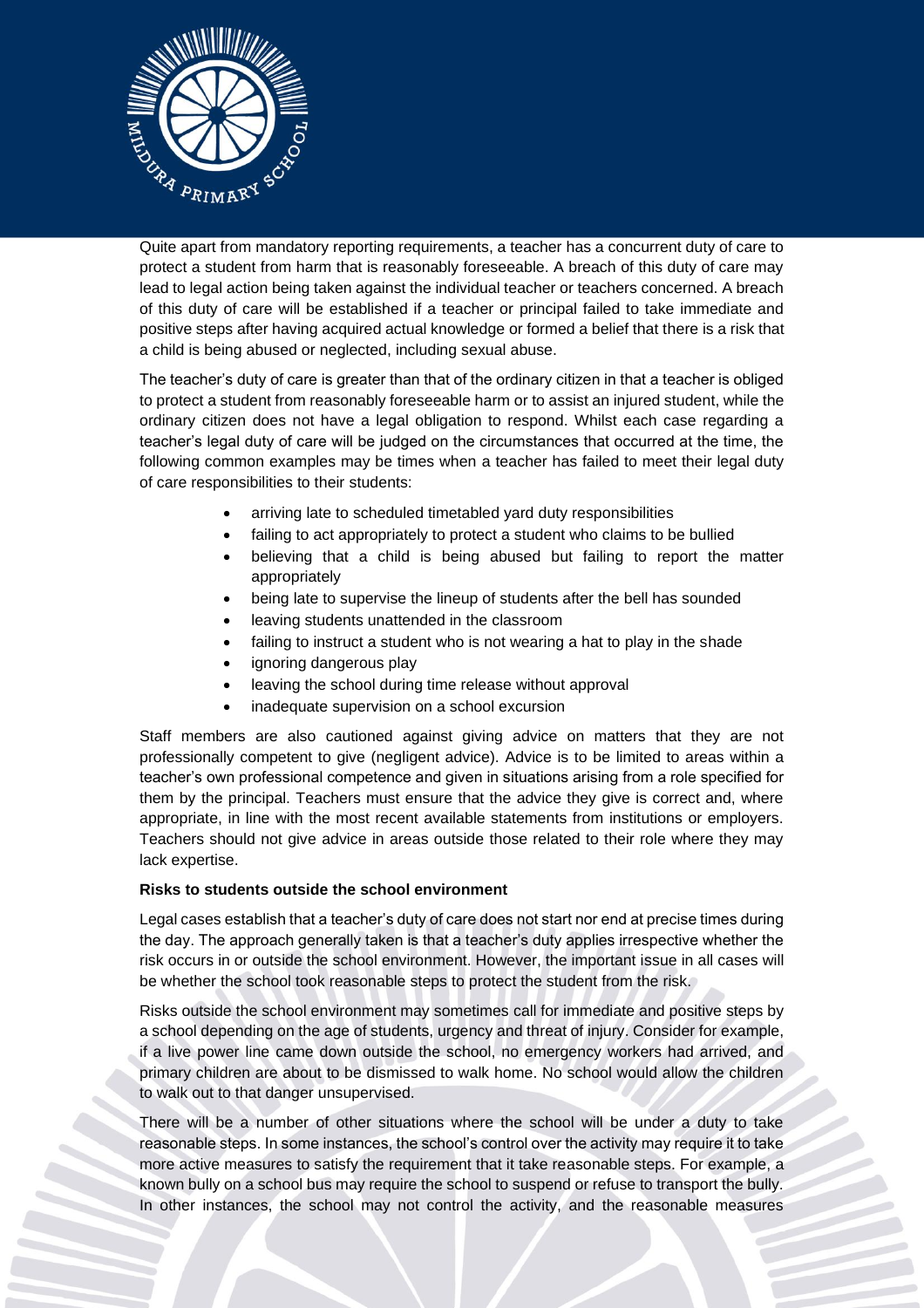Quite apart from mandatory reporting requirements, a teacher has a concurrent duty of care to protect a student from harm that is reasonably foreseeable. A breach of this duty of care may lead to legal action being taken against the individual teacher or teachers concerned. A breach of this duty of care will be established if a teacher or principal failed to take immediate and positive steps after having acquired actual knowledge or formed a belief that there is a risk that a child is being abused or neglected, including sexual abuse.

The teacher's duty of care is greater than that of the ordinary citizen in that a teacher is obliged to protect a student from reasonably foreseeable harm or to assist an injured student, while the ordinary citizen does not have a legal obligation to respond. Whilst each case regarding a teacher's legal duty of care will be judged on the circumstances that occurred at the time, the following common examples may be times when a teacher has failed to meet their legal duty of care responsibilities to their students:

- arriving late to scheduled timetabled yard duty responsibilities
- failing to act appropriately to protect a student who claims to be bullied
- believing that a child is being abused but failing to report the matter appropriately
- being late to supervise the lineup of students after the bell has sounded
- leaving students unattended in the classroom
- failing to instruct a student who is not wearing a hat to play in the shade
- ignoring dangerous play
- leaving the school during time release without approval
- inadequate supervision on a school excursion

Staff members are also cautioned against giving advice on matters that they are not professionally competent to give (negligent advice). Advice is to be limited to areas within a teacher's own professional competence and given in situations arising from a role specified for them by the principal. Teachers must ensure that the advice they give is correct and, where appropriate, in line with the most recent available statements from institutions or employers. Teachers should not give advice in areas outside those related to their role where they may lack expertise.

**Risks to students outside the school environment**

Legal cases establish that a teacher's duty of care does not start nor end at precise times during the day. The approach generally taken is that a teacher's duty applies irrespective whether the risk occurs in or outside the school environment. However, the important issue in all cases will be whether the school took reasonable steps to protect the student from the risk.

Risks outside the school environment may sometimes call for immediate and positive steps by a school depending on the age of students, urgency and threat of injury. Consider for example, if a live power line came down outside the school, no emergency workers had arrived, and primary children are about to be dismissed to walk home. No school would allow the children to walk out to that danger unsupervised.

There will be a number of other situations where the school will be under a duty to take reasonable steps. In some instances, the school's control over the activity may require it to take more active measures to satisfy the requirement that it take reasonable steps. For example, a known bully on a school bus may require the school to suspend or refuse to transport the bully. In other instances, the school may not control the activity, and the reasonable measures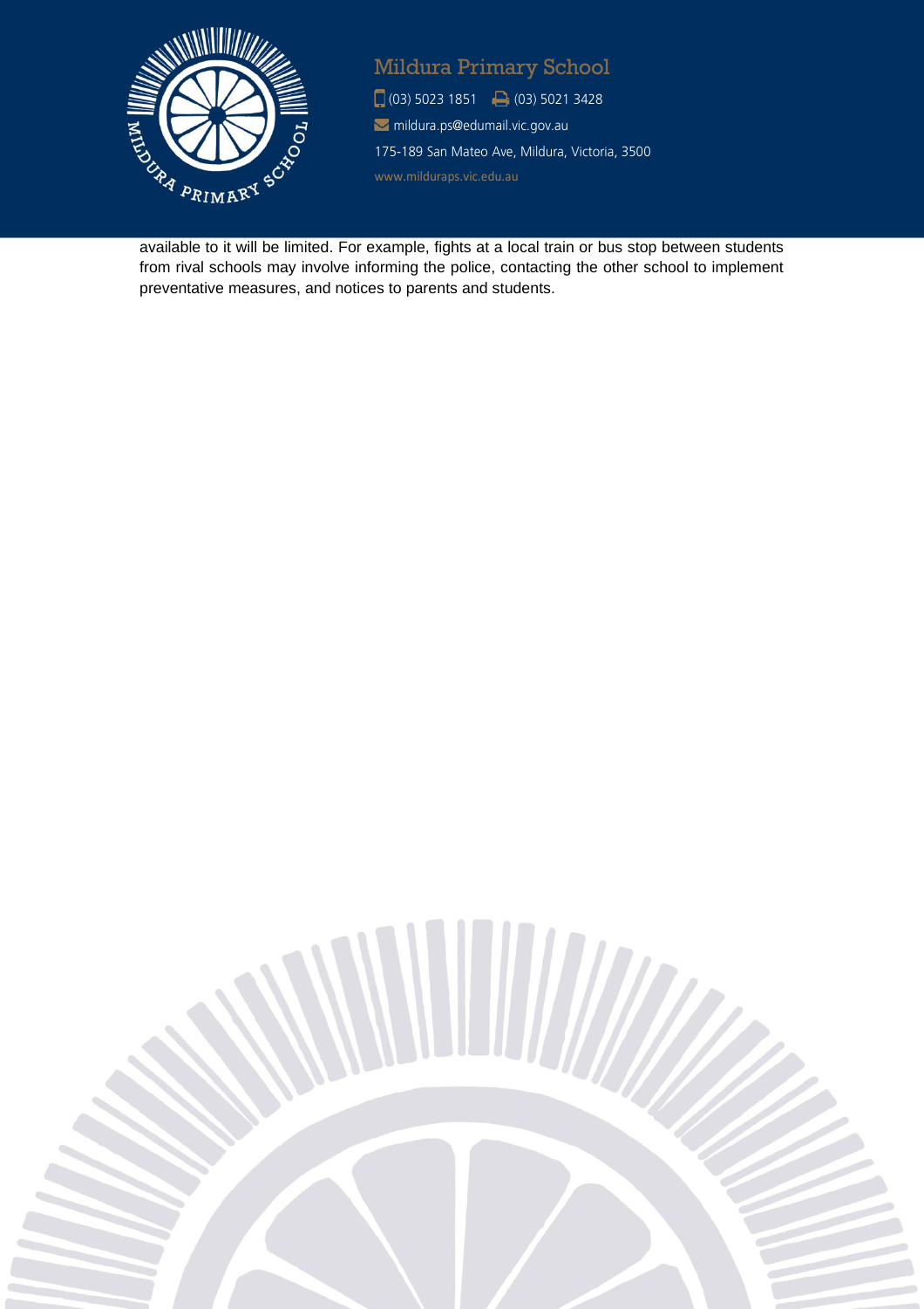available to it will be limited. For example, fights at a local train or bus stop between students from rival schools may involve informing the police, contacting the other school to implement preventative measures, and notices to parents and students.